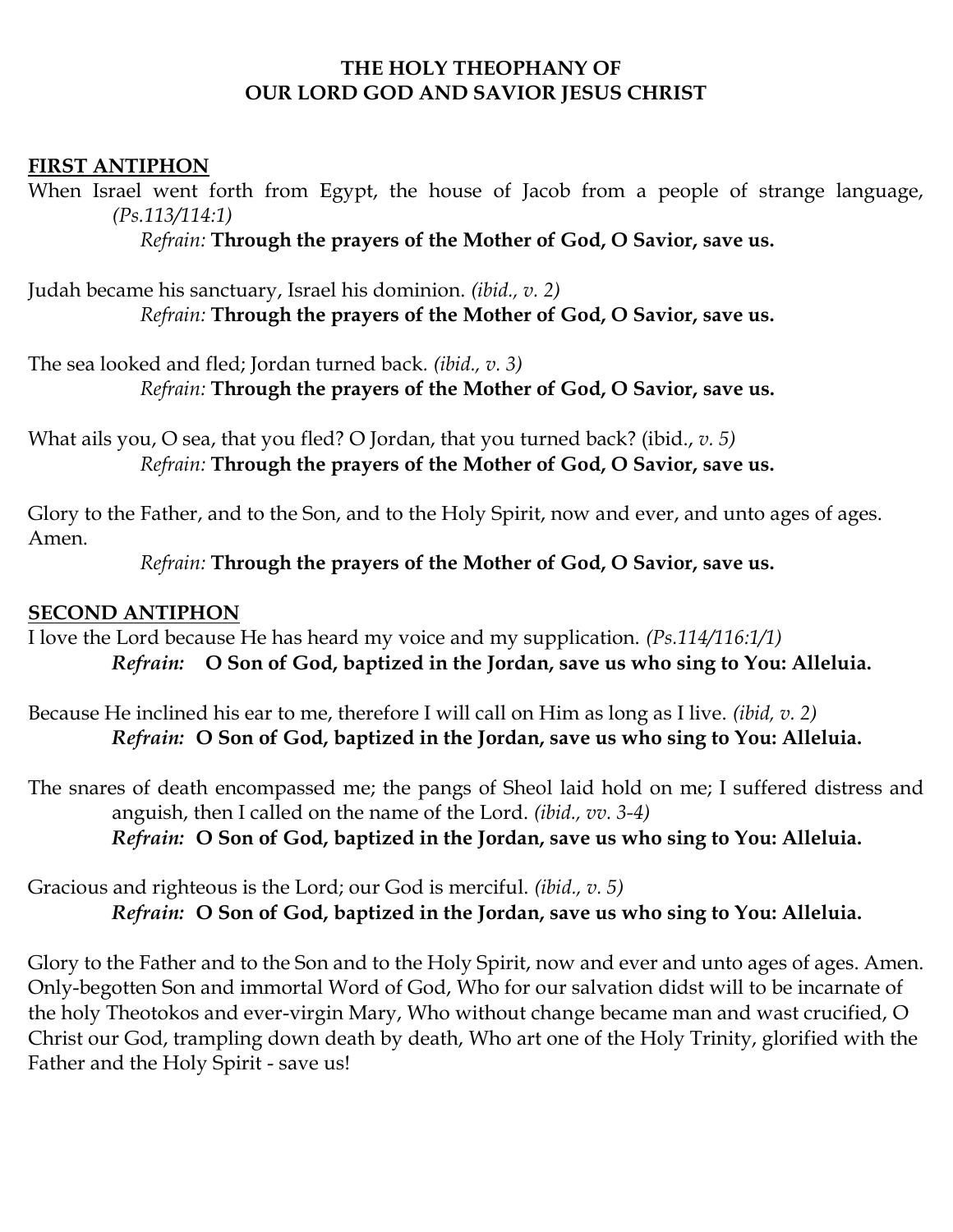**THE HOLY THEOPHANY OF**
**OUR LORD GOD AND SAVIOR JESUS CHRIST**

**FIRST ANTIPHON**

When Israel went forth from Egypt, the house of Jacob from a people of strange language, *(Ps.113/114:1)*

*Refrain:* **Through the prayers of the Mother of God, O Savior, save us.**

Judah became his sanctuary, Israel his dominion. *(ibid., v. 2)*

*Refrain:* **Through the prayers of the Mother of God, O Savior, save us.**

The sea looked and fled; Jordan turned back. *(ibid., v. 3)*

*Refrain:* **Through the prayers of the Mother of God, O Savior, save us.**

What ails you, O sea, that you fled? O Jordan, that you turned back? (ibid., *v. 5)*

*Refrain:* **Through the prayers of the Mother of God, O Savior, save us.**

Glory to the Father, and to the Son, and to the Holy Spirit, now and ever, and unto ages of ages. Amen.

*Refrain:* **Through the prayers of the Mother of God, O Savior, save us.**

**SECOND ANTIPHON**

I love the Lord because He has heard my voice and my supplication. *(Ps.114/116:1/1)*

***Refrain:*** **O Son of God, baptized in the Jordan, save us who sing to You: Alleluia.**

Because He inclined his ear to me, therefore I will call on Him as long as I live. *(ibid, v. 2)*

***Refrain:*** **O Son of God, baptized in the Jordan, save us who sing to You: Alleluia.**

The snares of death encompassed me; the pangs of Sheol laid hold on me; I suffered distress and anguish, then I called on the name of the Lord. *(ibid., vv. 3-4)*

***Refrain:*** **O Son of God, baptized in the Jordan, save us who sing to You: Alleluia.**

Gracious and righteous is the Lord; our God is merciful. *(ibid., v. 5)*

***Refrain:*** **O Son of God, baptized in the Jordan, save us who sing to You: Alleluia.**

Glory to the Father and to the Son and to the Holy Spirit, now and ever and unto ages of ages. Amen. Only-begotten Son and immortal Word of God, Who for our salvation didst will to be incarnate of the holy Theotokos and ever-virgin Mary, Who without change became man and wast crucified, O Christ our God, trampling down death by death, Who art one of the Holy Trinity, glorified with the Father and the Holy Spirit - save us!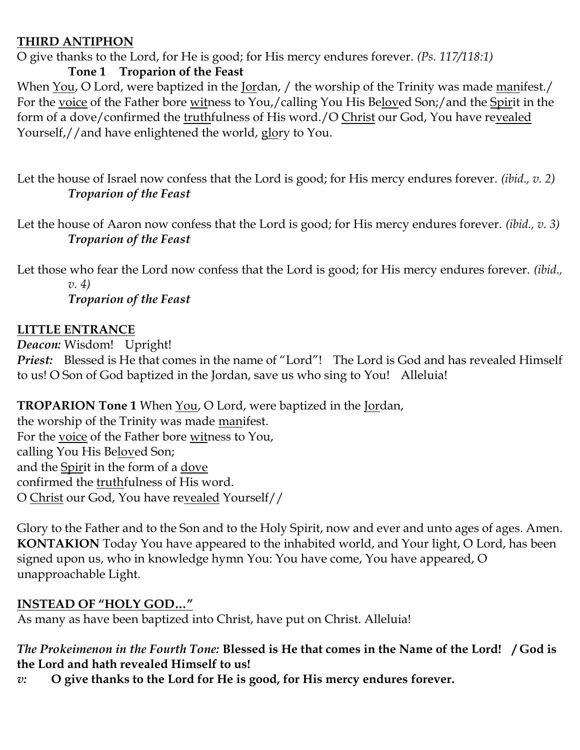**THIRD ANTIPHON**

O give thanks to the Lord, for He is good; for His mercy endures forever. *(Ps. 117/118:1)*

**Tone 1 Troparion of the Feast**

When You, O Lord, were baptized in the Jordan, / the worship of the Trinity was made manifest./ For the voice of the Father bore witness to You,/calling You His Beloved Son;/and the Spirit in the form of a dove/confirmed the truthfulness of His word./O Christ our God, You have revealed Yourself,//and have enlightened the world, glory to You.

Let the house of Israel now confess that the Lord is good; for His mercy endures forever. *(ibid., v. 2)*

*Troparion of the Feast*

Let the house of Aaron now confess that the Lord is good; for His mercy endures forever. *(ibid., v. 3)*

*Troparion of the Feast*

Let those who fear the Lord now confess that the Lord is good; for His mercy endures forever. *(ibid., v. 4)*

*Troparion of the Feast*

**LITTLE ENTRANCE**

***Deacon:*** Wisdom! Upright!

***Priest:*** Blessed is He that comes in the name of "Lord"! The Lord is God and has revealed Himself to us! O Son of God baptized in the Jordan, save us who sing to You! Alleluia!

**TROPARION Tone 1** When You, O Lord, were baptized in the Jordan,
the worship of the Trinity was made manifest.
For the voice of the Father bore witness to You,
calling You His Beloved Son;
and the Spirit in the form of a dove
confirmed the truthfulness of His word.
O Christ our God, You have revealed Yourself//

Glory to the Father and to the Son and to the Holy Spirit, now and ever and unto ages of ages. Amen.
**KONTAKION** Today You have appeared to the inhabited world, and Your light, O Lord, has been signed upon us, who in knowledge hymn You: You have come, You have appeared, O unapproachable Light.

**INSTEAD OF "HOLY GOD…"**

As many as have been baptized into Christ, have put on Christ. Alleluia!

***The Prokeimenon in the Fourth Tone:*** **Blessed is He that comes in the Name of the Lord! / God is the Lord and hath revealed Himself to us!**

***v:*** **O give thanks to the Lord for He is good, for His mercy endures forever.**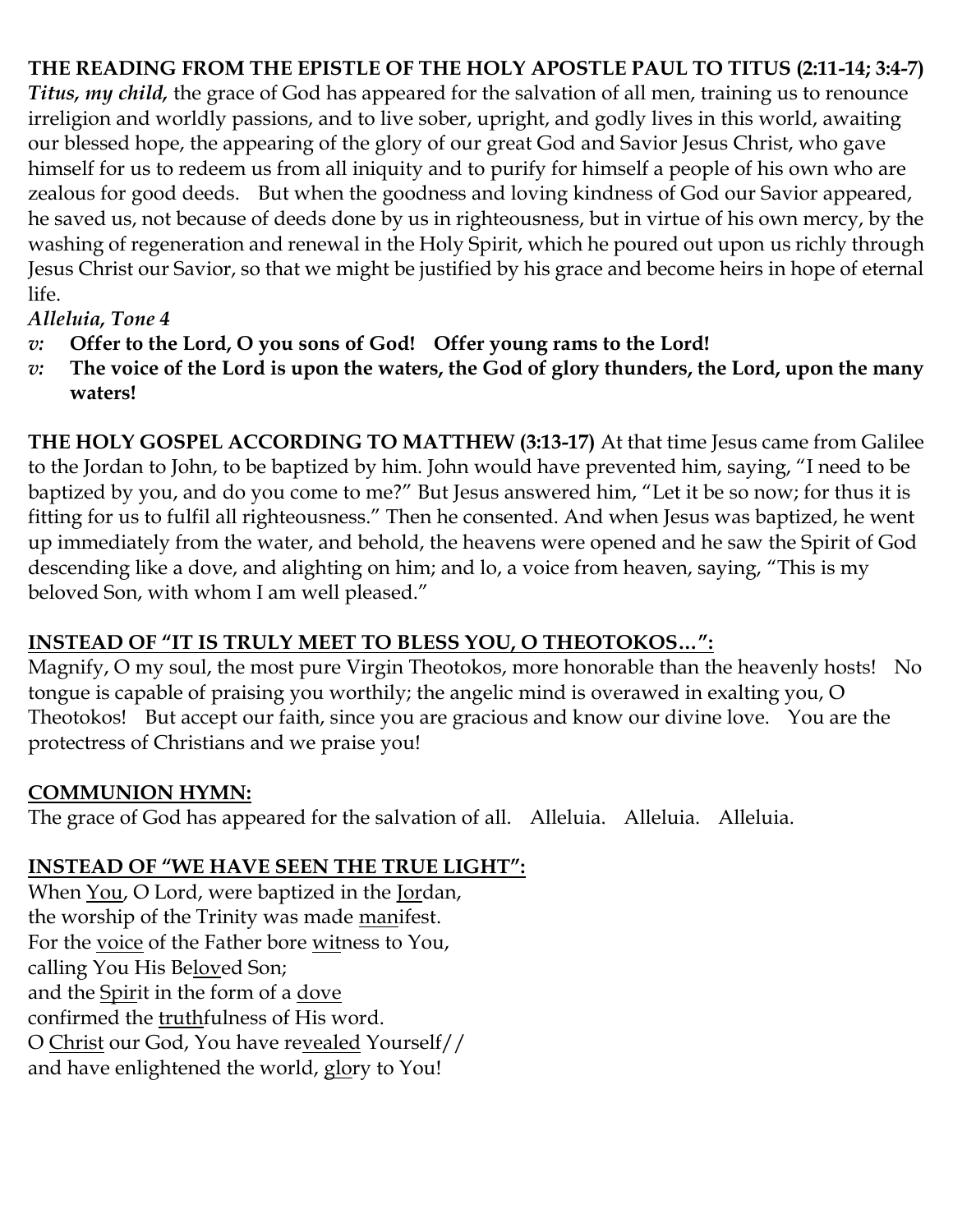**THE READING FROM THE EPISTLE OF THE HOLY APOSTLE PAUL TO TITUS (2:11-14; 3:4-7)** ***Titus, my child,*** the grace of God has appeared for the salvation of all men, training us to renounce irreligion and worldly passions, and to live sober, upright, and godly lives in this world, awaiting our blessed hope, the appearing of the glory of our great God and Savior Jesus Christ, who gave himself for us to redeem us from all iniquity and to purify for himself a people of his own who are zealous for good deeds. But when the goodness and loving kindness of God our Savior appeared, he saved us, not because of deeds done by us in righteousness, but in virtue of his own mercy, by the washing of regeneration and renewal in the Holy Spirit, which he poured out upon us richly through Jesus Christ our Savior, so that we might be justified by his grace and become heirs in hope of eternal life.

*Alleluia, Tone 4*

*v:* **Offer to the Lord, O you sons of God! Offer young rams to the Lord!**

*v:* **The voice of the Lord is upon the waters, the God of glory thunders, the Lord, upon the many waters!**

**THE HOLY GOSPEL ACCORDING TO MATTHEW (3:13-17)** At that time Jesus came from Galilee to the Jordan to John, to be baptized by him. John would have prevented him, saying, "I need to be baptized by you, and do you come to me?" But Jesus answered him, "Let it be so now; for thus it is fitting for us to fulfil all righteousness." Then he consented. And when Jesus was baptized, he went up immediately from the water, and behold, the heavens were opened and he saw the Spirit of God descending like a dove, and alighting on him; and lo, a voice from heaven, saying, "This is my beloved Son, with whom I am well pleased."

**INSTEAD OF "IT IS TRULY MEET TO BLESS YOU, O THEOTOKOS…":**

Magnify, O my soul, the most pure Virgin Theotokos, more honorable than the heavenly hosts! No tongue is capable of praising you worthily; the angelic mind is overawed in exalting you, O Theotokos! But accept our faith, since you are gracious and know our divine love. You are the protectress of Christians and we praise you!

**COMMUNION HYMN:**

The grace of God has appeared for the salvation of all. Alleluia. Alleluia. Alleluia.

**INSTEAD OF "WE HAVE SEEN THE TRUE LIGHT":**

When <u>You</u>, O Lord, were baptized in the <u>Jor</u>dan,
the worship of the Trinity was made <u>man</u>ifest.
For the <u>voice</u> of the Father bore <u>wit</u>ness to You,
calling You His Be<u>lov</u>ed Son;
and the <u>Spir</u>it in the form of a <u>dove</u>
confirmed the <u>truth</u>fulness of His word.
O <u>Christ</u> our God, You have re<u>vealed</u> Yourself//
and have enlightened the world, <u>glo</u>ry to You!